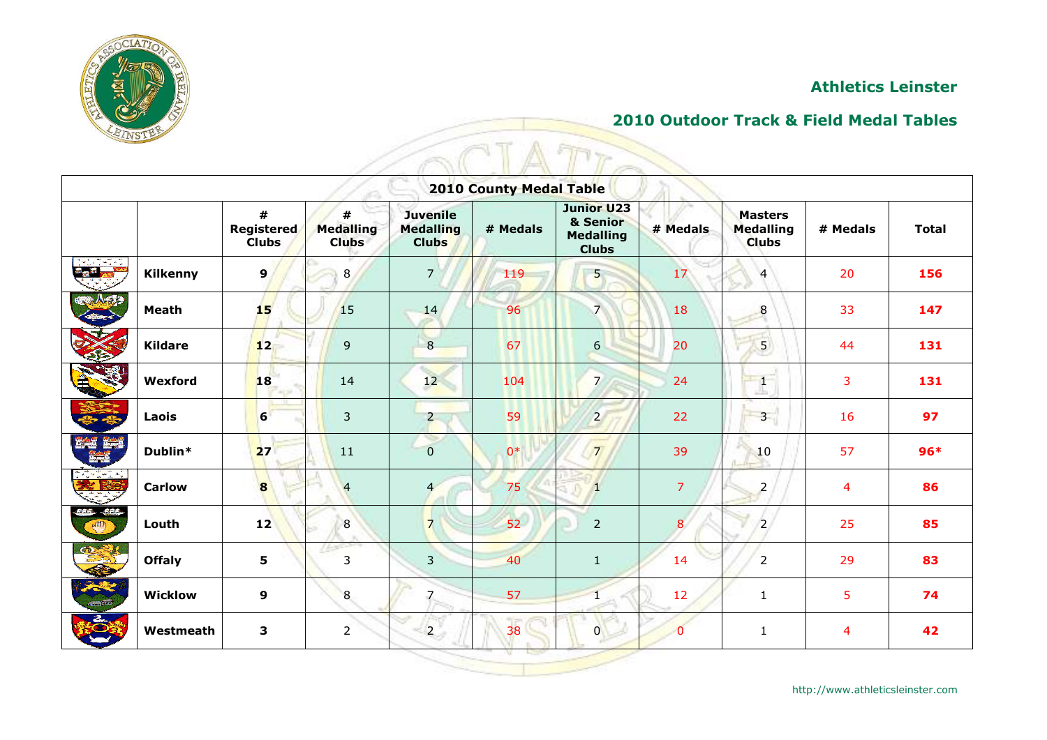## Athletics Leinster

## 2010 Outdoor Track & Field Medal Tables

| 2010 County Medal Table | | | | | | | | | | |
|---|---|---|---|---|---|---|---|---|---|---|
| | | # Registered Clubs | # Medalling Clubs | Juvenile Medalling Clubs | # Medals | Junior U23 & Senior Medalling Clubs | # Medals | Masters Medalling Clubs | # Medals | Total |
| | **Kilkenny** | **9** | 8 | 7 | 119 | 5 | 17 | 4 | 20 | **156** |
| | **Meath** | **15** | 15 | 14 | 96 | 7 | 18 | 8 | 33 | **147** |
| | **Kildare** | **12** | 9 | 8 | 67 | 6 | 20 | 5 | 44 | **131** |
| | **Wexford** | **18** | 14 | 12 | 104 | 7 | 24 | 1 | 3 | **131** |
| | **Laois** | **6** | 3 | 2 | 59 | 2 | 22 | 3 | 16 | **97** |
| | **Dublin*** | **27** | 11 | 0 | 0* | 7 | 39 | 10 | 57 | **96*** |
| | **Carlow** | **8** | 4 | 4 | 75 | 1 | 7 | 2 | 4 | **86** |
| | **Louth** | **12** | 8 | 7 | 52 | 2 | 8 | 2 | 25 | **85** |
| | **Offaly** | **5** | 3 | 3 | 40 | 1 | 14 | 2 | 29 | **83** |
| | **Wicklow** | **9** | 8 | 7 | 57 | 1 | 12 | 1 | 5 | **74** |
| | **Westmeath** | **3** | 2 | 2 | 38 | 0 | 0 | 1 | 4 | **42** |

http://www.athleticsleinster.com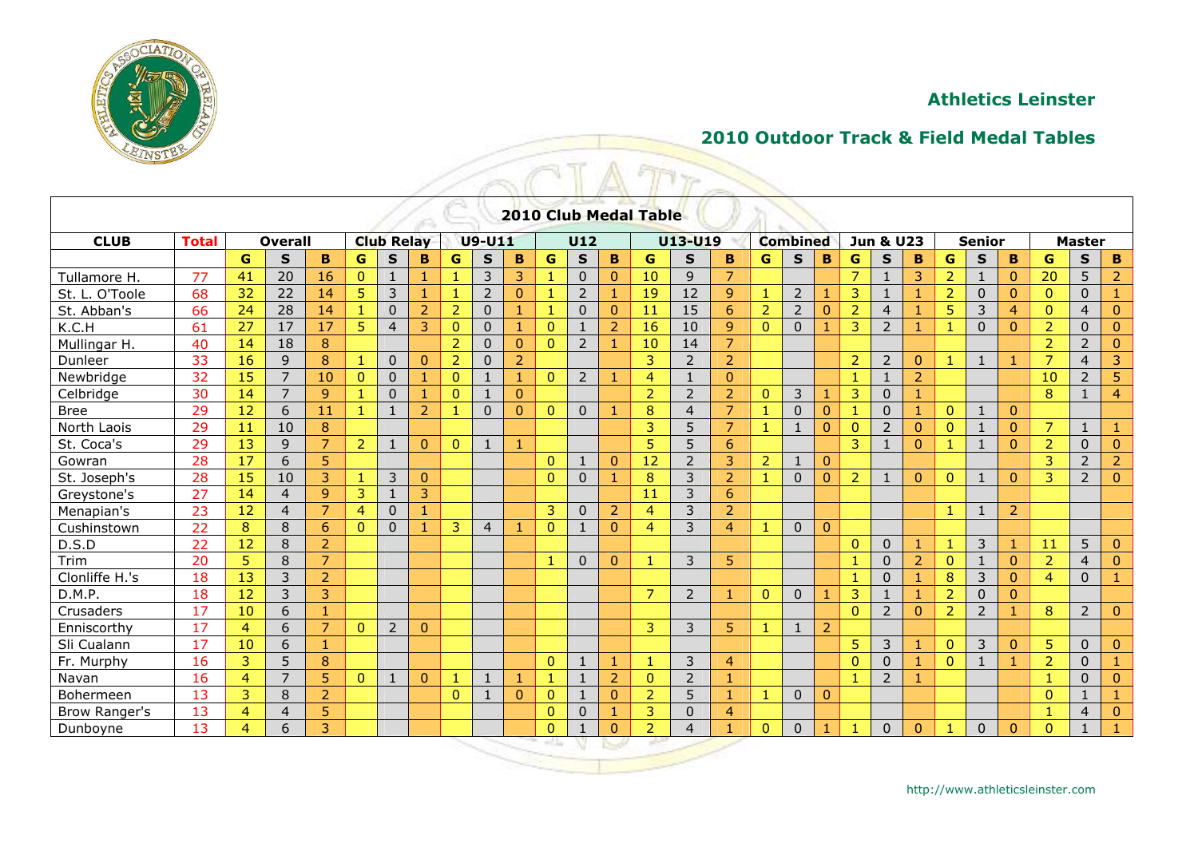## Athletics Leinster

## 2010 Outdoor Track & Field Medal Tables

**2010 Club Medal Table**

| CLUB | Total | Overall | | | Club Relay | | | U9-U11 | | | U12 | | | U13-U19 | | | Combined | | | Jun & U23 | | | Senior | | | Master | | |
|---|---|---|---|---|---|---|---|---|---|---|---|---|---|---|---|---|---|---|---|---|---|---|---|---|---|---|---|---|
| | | G | S | B | G | S | B | G | S | B | G | S | B | G | S | B | G | S | B | G | S | B | G | S | B | G | S | B |
| Tullamore H. | 77 | 41 | 20 | 16 | 0 | 1 | 1 | 1 | 3 | 3 | 1 | 0 | 0 | 10 | 9 | 7 | | | | 7 | 1 | 3 | 2 | 1 | 0 | 20 | 5 | 2 |
| St. L. O'Toole | 68 | 32 | 22 | 14 | 5 | 3 | 1 | 1 | 2 | 0 | 1 | 2 | 1 | 19 | 12 | 9 | 1 | 2 | 1 | 3 | 1 | 1 | 2 | 0 | 0 | 0 | 0 | 1 |
| St. Abban's | 66 | 24 | 28 | 14 | 1 | 0 | 2 | 2 | 0 | 1 | 1 | 0 | 0 | 11 | 15 | 6 | 2 | 2 | 0 | 2 | 4 | 1 | 5 | 3 | 4 | 0 | 4 | 0 |
| K.C.H | 61 | 27 | 17 | 17 | 5 | 4 | 3 | 0 | 0 | 1 | 0 | 1 | 2 | 16 | 10 | 9 | 0 | 0 | 1 | 3 | 2 | 1 | 1 | 0 | 0 | 2 | 0 | 0 |
| Mullingar H. | 40 | 14 | 18 | 8 | | | | 2 | 0 | 0 | 0 | 2 | 1 | 10 | 14 | 7 | | | | | | | | | | 2 | 2 | 0 |
| Dunleer | 33 | 16 | 9 | 8 | 1 | 0 | 0 | 2 | 0 | 2 | | | | 3 | 2 | 2 | | | | 2 | 2 | 0 | 1 | 1 | 1 | 7 | 4 | 3 |
| Newbridge | 32 | 15 | 7 | 10 | 0 | 0 | 1 | 0 | 1 | 1 | 0 | 2 | 1 | 4 | 1 | 0 | | | | 1 | 1 | 2 | | | | 10 | 2 | 5 |
| Celbridge | 30 | 14 | 7 | 9 | 1 | 0 | 1 | 0 | 1 | 0 | | | | 2 | 2 | 2 | 0 | 3 | 1 | 3 | 0 | 1 | | | | 8 | 1 | 4 |
| Bree | 29 | 12 | 6 | 11 | 1 | 1 | 2 | 1 | 0 | 0 | 0 | 0 | 1 | 8 | 4 | 7 | 1 | 0 | 0 | 1 | 0 | 1 | 0 | 1 | 0 | | | |
| North Laois | 29 | 11 | 10 | 8 | | | | | | | | | | 3 | 5 | 7 | 1 | 1 | 0 | 0 | 2 | 0 | 0 | 1 | 0 | 7 | 1 | 1 |
| St. Coca's | 29 | 13 | 9 | 7 | 2 | 1 | 0 | 0 | 1 | 1 | | | | 5 | 5 | 6 | | | | 3 | 1 | 0 | 1 | 1 | 0 | 2 | 0 | 0 |
| Gowran | 28 | 17 | 6 | 5 | | | | | | | 0 | 1 | 0 | 12 | 2 | 3 | 2 | 1 | 0 | | | | | | | 3 | 2 | 2 |
| St. Joseph's | 28 | 15 | 10 | 3 | 1 | 3 | 0 | | | | 0 | 0 | 1 | 8 | 3 | 2 | 1 | 0 | 0 | 2 | 1 | 0 | 0 | 1 | 0 | 3 | 2 | 0 |
| Greystone's | 27 | 14 | 4 | 9 | 3 | 1 | 3 | | | | | | | 11 | 3 | 6 | | | | | | | | | | | | |
| Menapian's | 23 | 12 | 4 | 7 | 4 | 0 | 1 | | | | 3 | 0 | 2 | 4 | 3 | 2 | | | | | | | 1 | 1 | 2 | | | |
| Cushinstown | 22 | 8 | 8 | 6 | 0 | 0 | 1 | 3 | 4 | 1 | 0 | 1 | 0 | 4 | 3 | 4 | 1 | 0 | 0 | | | | | | | | | |
| D.S.D | 22 | 12 | 8 | 2 | | | | | | | | | | | | | | | | 0 | 0 | 1 | 1 | 3 | 1 | 11 | 5 | 0 |
| Trim | 20 | 5 | 8 | 7 | | | | | | | 1 | 0 | 0 | 1 | 3 | 5 | | | | 1 | 0 | 2 | 0 | 1 | 0 | 2 | 4 | 0 |
| Clonliffe H.'s | 18 | 13 | 3 | 2 | | | | | | | | | | | | | | | | 1 | 0 | 1 | 8 | 3 | 0 | 4 | 0 | 1 |
| D.M.P. | 18 | 12 | 3 | 3 | | | | | | | | | | 7 | 2 | 1 | 0 | 0 | 1 | 3 | 1 | 1 | 2 | 0 | 0 | | | |
| Crusaders | 17 | 10 | 6 | 1 | | | | | | | | | | | | | | | | 0 | 2 | 0 | 2 | 2 | 1 | 8 | 2 | 0 |
| Enniscorthy | 17 | 4 | 6 | 7 | 0 | 2 | 0 | | | | | | | 3 | 3 | 5 | 1 | 1 | 2 | | | | | | | | | |
| Sli Cualann | 17 | 10 | 6 | 1 | | | | | | | | | | | | | | | | 5 | 3 | 1 | 0 | 3 | 0 | 5 | 0 | 0 |
| Fr. Murphy | 16 | 3 | 5 | 8 | | | | | | | 0 | 1 | 1 | 1 | 3 | 4 | | | | 0 | 0 | 1 | 0 | 1 | 1 | 2 | 0 | 1 |
| Navan | 16 | 4 | 7 | 5 | 0 | 1 | 0 | 1 | 1 | 1 | 1 | 1 | 2 | 0 | 2 | 1 | | | | 1 | 2 | 1 | | | | 1 | 0 | 0 |
| Bohermeen | 13 | 3 | 8 | 2 | | | | 0 | 1 | 0 | 0 | 1 | 0 | 2 | 5 | 1 | 1 | 0 | 0 | | | | | | | 0 | 1 | 1 |
| Brow Ranger's | 13 | 4 | 4 | 5 | | | | | | | 0 | 0 | 1 | 3 | 0 | 4 | | | | | | | | | | 1 | 4 | 0 |
| Dunboyne | 13 | 4 | 6 | 3 | | | | | | | 0 | 1 | 0 | 2 | 4 | 1 | 0 | 0 | 1 | 1 | 0 | 0 | 1 | 0 | 0 | 0 | 1 | 1 |

http://www.athleticsleinster.com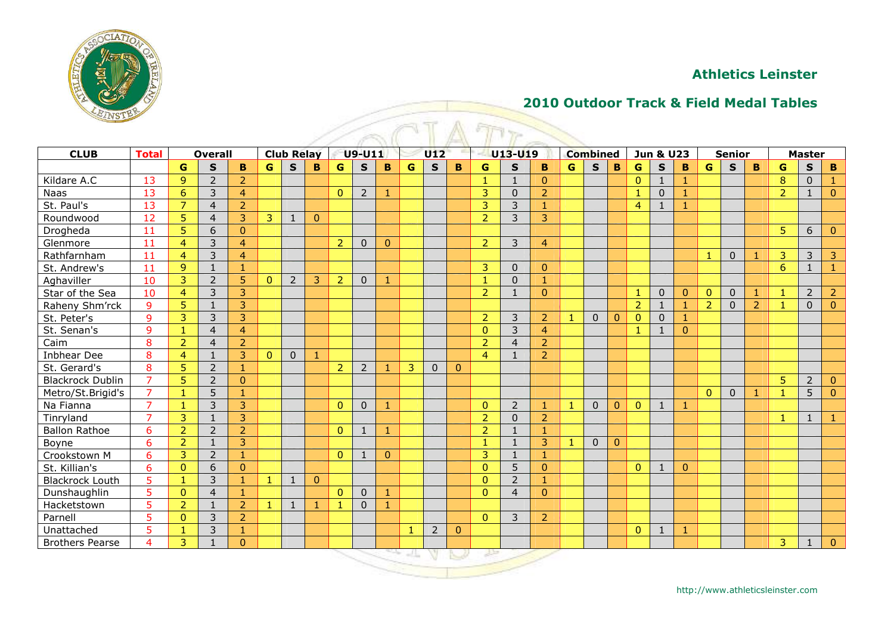# Athletics Leinster

## 2010 Outdoor Track & Field Medal Tables

| CLUB | Total | Overall | | | Club Relay | | | U9-U11 | | | U12 | | | U13-U19 | | | Combined | | | Jun & U23 | | | Senior | | | Master | | |
|---|---|---|---|---|---|---|---|---|---|---|---|---|---|---|---|---|---|---|---|---|---|---|---|---|---|---|---|---|
| | | G | S | B | G | S | B | G | S | B | G | S | B | G | S | B | G | S | B | G | S | B | G | S | B | G | S | B |
| Kildare A.C | 13 | 9 | 2 | 2 | | | | | | | | | | 1 | 1 | 0 | | | | 0 | 1 | 1 | | | | 8 | 0 | 1 |
| Naas | 13 | 6 | 3 | 4 | | | | 0 | 2 | 1 | | | | 3 | 0 | 2 | | | | 1 | 0 | 1 | | | | 2 | 1 | 0 |
| St. Paul's | 13 | 7 | 4 | 2 | | | | | | | | | | 3 | 3 | 1 | | | | 4 | 1 | 1 | | | | | | |
| Roundwood | 12 | 5 | 4 | 3 | 3 | 1 | 0 | | | | | | | 2 | 3 | 3 | | | | | | | | | | | | |
| Drogheda | 11 | 5 | 6 | 0 | | | | | | | | | | | | | | | | | | | | | | 5 | 6 | 0 |
| Glenmore | 11 | 4 | 3 | 4 | | | | 2 | 0 | 0 | | | | 2 | 3 | 4 | | | | | | | | | | | | |
| Rathfarnham | 11 | 4 | 3 | 4 | | | | | | | | | | | | | | | | | | | 1 | 0 | 1 | 3 | 3 | 3 |
| St. Andrew's | 11 | 9 | 1 | 1 | | | | | | | | | | 3 | 0 | 0 | | | | | | | | | | 6 | 1 | 1 |
| Aghaviller | 10 | 3 | 2 | 5 | 0 | 2 | 3 | 2 | 0 | 1 | | | | 1 | 0 | 1 | | | | | | | | | | | | |
| Star of the Sea | 10 | 4 | 3 | 3 | | | | | | | | | | 2 | 1 | 0 | | | | 1 | 0 | 0 | 0 | 0 | 1 | 1 | 2 | 2 |
| Raheny Shm'rck | 9 | 5 | 1 | 3 | | | | | | | | | | | | | | | | 2 | 1 | 1 | 2 | 0 | 2 | 1 | 0 | 0 |
| St. Peter's | 9 | 3 | 3 | 3 | | | | | | | | | | 2 | 3 | 2 | 1 | 0 | 0 | 0 | 0 | 1 | | | | | | |
| St. Senan's | 9 | 1 | 4 | 4 | | | | | | | | | | 0 | 3 | 4 | | | | 1 | 1 | 0 | | | | | | |
| Caim | 8 | 2 | 4 | 2 | | | | | | | | | | 2 | 4 | 2 | | | | | | | | | | | | |
| Inbhear Dee | 8 | 4 | 1 | 3 | 0 | 0 | 1 | | | | | | | 4 | 1 | 2 | | | | | | | | | | | | |
| St. Gerard's | 8 | 5 | 2 | 1 | | | | 2 | 2 | 1 | 3 | 0 | 0 | | | | | | | | | | | | | | | |
| Blackrock Dublin | 7 | 5 | 2 | 0 | | | | | | | | | | | | | | | | | | | | | | 5 | 2 | 0 |
| Metro/St.Brigid's | 7 | 1 | 5 | 1 | | | | | | | | | | | | | | | | | | | 0 | 0 | 1 | 1 | 5 | 0 |
| Na Fianna | 7 | 1 | 3 | 3 | | | | 0 | 0 | 1 | | | | 0 | 2 | 1 | 1 | 0 | 0 | 0 | 1 | 1 | | | | | | |
| Tinryland | 7 | 3 | 1 | 3 | | | | | | | | | | 2 | 0 | 2 | | | | | | | | | | 1 | 1 | 1 |
| Ballon Rathoe | 6 | 2 | 2 | 2 | | | | 0 | 1 | 1 | | | | 2 | 1 | 1 | | | | | | | | | | | | |
| Boyne | 6 | 2 | 1 | 3 | | | | | | | | | | 1 | 1 | 3 | 1 | 0 | 0 | | | | | | | | | |
| Crookstown M | 6 | 3 | 2 | 1 | | | | 0 | 1 | 0 | | | | 3 | 1 | 1 | | | | | | | | | | | | |
| St. Killian's | 6 | 0 | 6 | 0 | | | | | | | | | | 0 | 5 | 0 | | | | 0 | 1 | 0 | | | | | | |
| Blackrock Louth | 5 | 1 | 3 | 1 | 1 | 1 | 0 | | | | | | | 0 | 2 | 1 | | | | | | | | | | | | |
| Dunshaughlin | 5 | 0 | 4 | 1 | | | | 0 | 0 | 1 | | | | 0 | 4 | 0 | | | | | | | | | | | | |
| Hacketstown | 5 | 2 | 1 | 2 | 1 | 1 | 1 | 1 | 0 | 1 | | | | | | | | | | | | | | | | | | |
| Parnell | 5 | 0 | 3 | 2 | | | | | | | | | | 0 | 3 | 2 | | | | | | | | | | | | |
| Unattached | 5 | 1 | 3 | 1 | | | | | | | 1 | 2 | 0 | | | | | | | 0 | 1 | 1 | | | | | | |
| Brothers Pearse | 4 | 3 | 1 | 0 | | | | | | | | | | | | | | | | | | | | | | 3 | 1 | 0 |

http://www.athleticsleinster.com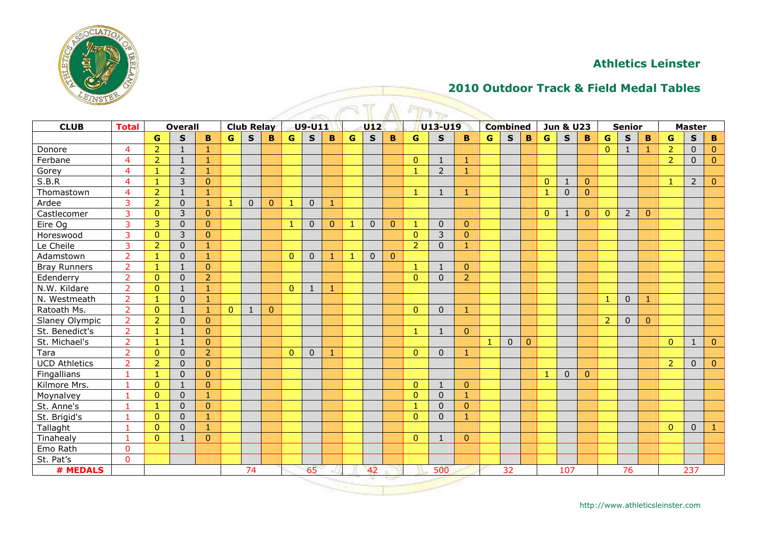## Athletics Leinster

## 2010 Outdoor Track & Field Medal Tables

| CLUB | Total | Overall | | | Club Relay | | | U9-U11 | | | U12 | | | U13-U19 | | | Combined | | | Jun & U23 | | | Senior | | | Master | | |
|---|---|---|---|---|---|---|---|---|---|---|---|---|---|---|---|---|---|---|---|---|---|---|---|---|---|---|---|---|
| | | G | S | B | G | S | B | G | S | B | G | S | B | G | S | B | G | S | B | G | S | B | G | S | B | G | S | B |
| Donore | 4 | 2 | 1 | 1 | | | | | | | | | | | | | | | | | | | 0 | 1 | 1 | 2 | 0 | 0 |
| Ferbane | 4 | 2 | 1 | 1 | | | | | | | | | | 0 | 1 | 1 | | | | | | | | | | 2 | 0 | 0 |
| Gorey | 4 | 1 | 2 | 1 | | | | | | | | | | 1 | 2 | 1 | | | | | | | | | | | | |
| S.B.R | 4 | 1 | 3 | 0 | | | | | | | | | | | | | | | | 0 | 1 | 0 | | | | 1 | 2 | 0 |
| Thomastown | 4 | 2 | 1 | 1 | | | | | | | | | | 1 | 1 | 1 | | | | 1 | 0 | 0 | | | | | | |
| Ardee | 3 | 2 | 0 | 1 | 1 | 0 | 0 | 1 | 0 | 1 | | | | | | | | | | | | | | | | | | |
| Castlecomer | 3 | 0 | 3 | 0 | | | | | | | | | | | | | | | | 0 | 1 | 0 | 0 | 2 | 0 | | | |
| Eire Og | 3 | 3 | 0 | 0 | | | | 1 | 0 | 0 | 1 | 0 | 0 | 1 | 0 | 0 | | | | | | | | | | | | |
| Horeswood | 3 | 0 | 3 | 0 | | | | | | | | | | 0 | 3 | 0 | | | | | | | | | | | | |
| Le Cheile | 3 | 2 | 0 | 1 | | | | | | | | | | 2 | 0 | 1 | | | | | | | | | | | | |
| Adamstown | 2 | 1 | 0 | 1 | | | | 0 | 0 | 1 | 1 | 0 | 0 | | | | | | | | | | | | | | | |
| Bray Runners | 2 | 1 | 1 | 0 | | | | | | | | | | 1 | 1 | 0 | | | | | | | | | | | | |
| Edenderry | 2 | 0 | 0 | 2 | | | | | | | | | | 0 | 0 | 2 | | | | | | | | | | | | |
| N.W. Kildare | 2 | 0 | 1 | 1 | | | | 0 | 1 | 1 | | | | | | | | | | | | | | | | | | |
| N. Westmeath | 2 | 1 | 0 | 1 | | | | | | | | | | | | | | | | | | | 1 | 0 | 1 | | | |
| Ratoath Ms. | 2 | 0 | 1 | 1 | 0 | 1 | 0 | | | | | | | 0 | 0 | 1 | | | | | | | | | | | | |
| Slaney Olympic | 2 | 2 | 0 | 0 | | | | | | | | | | | | | | | | | | | 2 | 0 | 0 | | | |
| St. Benedict's | 2 | 1 | 1 | 0 | | | | | | | | | | 1 | 1 | 0 | | | | | | | | | | | | |
| St. Michael's | 2 | 1 | 1 | 0 | | | | | | | | | | | | | 1 | 0 | 0 | | | | | | | 0 | 1 | 0 |
| Tara | 2 | 0 | 0 | 2 | | | | 0 | 0 | 1 | | | | 0 | 0 | 1 | | | | | | | | | | | | |
| UCD Athletics | 2 | 2 | 0 | 0 | | | | | | | | | | | | | | | | | | | | | | 2 | 0 | 0 |
| Fingallians | 1 | 1 | 0 | 0 | | | | | | | | | | | | | | | | 1 | 0 | 0 | | | | | | |
| Kilmore Mrs. | 1 | 0 | 1 | 0 | | | | | | | | | | 0 | 1 | 0 | | | | | | | | | | | | |
| Moynalvey | 1 | 0 | 0 | 1 | | | | | | | | | | 0 | 0 | 1 | | | | | | | | | | | | |
| St. Anne's | 1 | 1 | 0 | 0 | | | | | | | | | | 1 | 0 | 0 | | | | | | | | | | | | |
| St. Brigid's | 1 | 0 | 0 | 1 | | | | | | | | | | 0 | 0 | 1 | | | | | | | | | | | | |
| Tallaght | 1 | 0 | 0 | 1 | | | | | | | | | | | | | | | | | | | | | | 0 | 0 | 1 |
| Tinahealy | 1 | 0 | 1 | 0 | | | | | | | | | | 0 | 1 | 0 | | | | | | | | | | | | |
| Emo Rath | 0 | | | | | | | | | | | | | | | | | | | | | | | | | | | |
| St. Pat's | 0 | | | | | | | | | | | | | | | | | | | | | | | | | | | |
| **# MEDALS** | | | | | | 74 | | | 65 | | | 42 | | | 500 | | | 32 | | | 107 | | | 76 | | | 237 | |

http://www.athleticsleinster.com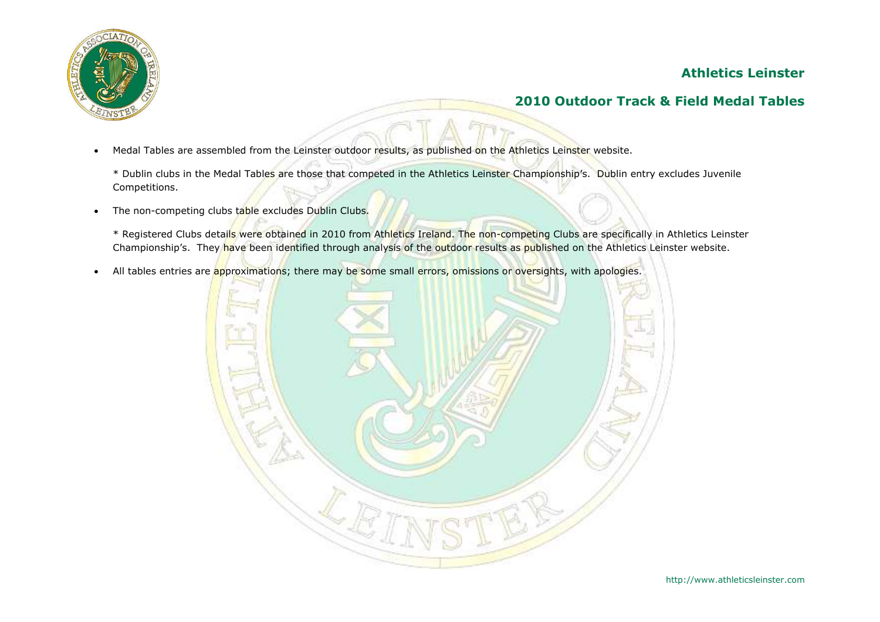## Athletics Leinster

## 2010 Outdoor Track & Field Medal Tables

- Medal Tables are assembled from the Leinster outdoor results, as published on the Athletics Leinster website.

  * Dublin clubs in the Medal Tables are those that competed in the Athletics Leinster Championship's. Dublin entry excludes Juvenile Competitions.

- The non-competing clubs table excludes Dublin Clubs.

  * Registered Clubs details were obtained in 2010 from Athletics Ireland. The non-competing Clubs are specifically in Athletics Leinster Championship's. They have been identified through analysis of the outdoor results as published on the Athletics Leinster website.

- All tables entries are approximations; there may be some small errors, omissions or oversights, with apologies.

http://www.athleticsleinster.com